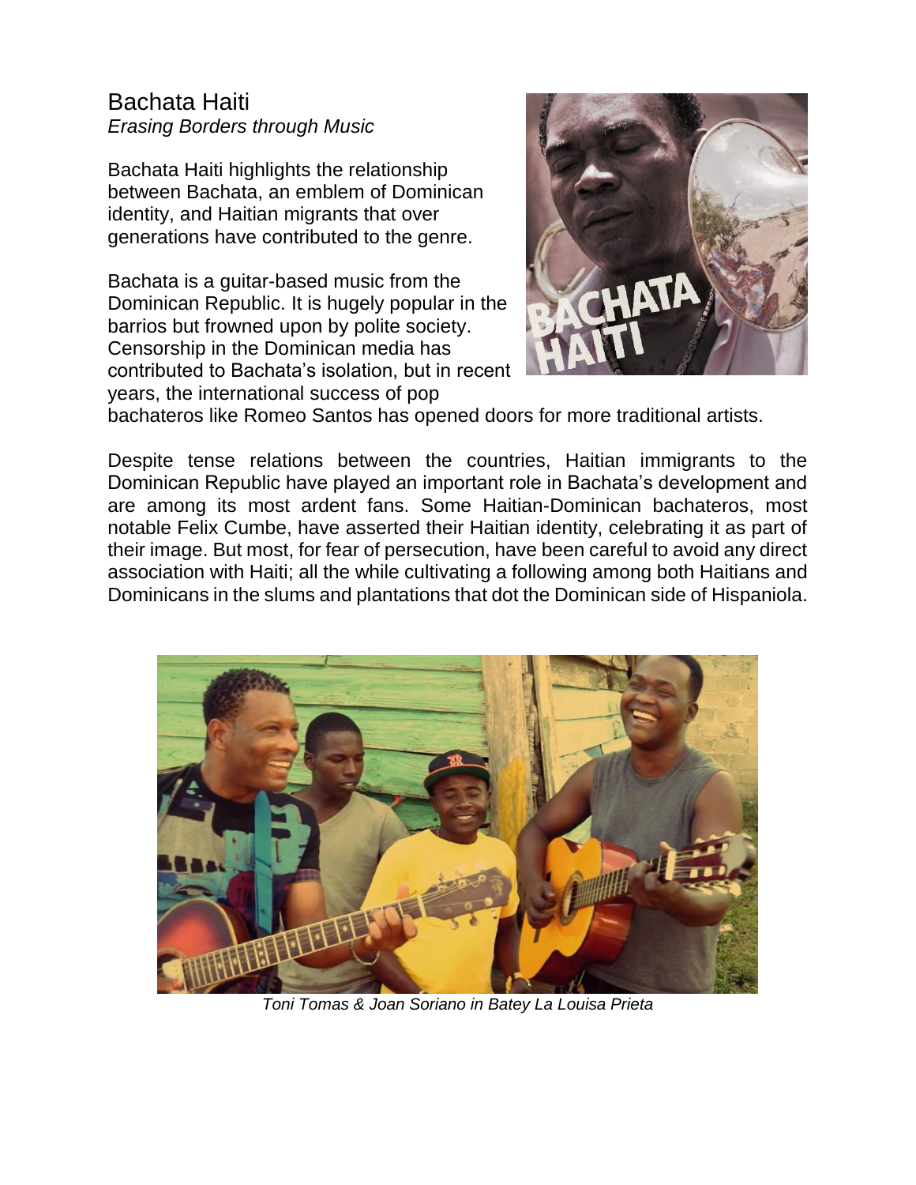# Bachata Haiti

*Erasing Borders through Music*

Bachata Haiti highlights the relationship between Bachata, an emblem of Dominican identity, and Haitian migrants that over generations have contributed to the genre.

Bachata is a guitar-based music from the Dominican Republic. It is hugely popular in the barrios but frowned upon by polite society. Censorship in the Dominican media has contributed to Bachata's isolation, but in recent years, the international success of pop bachateros like Romeo Santos has opened doors for more traditional artists.

Despite tense relations between the countries, Haitian immigrants to the Dominican Republic have played an important role in Bachata's development and are among its most ardent fans. Some Haitian-Dominican bachateros, most notable Felix Cumbe, have asserted their Haitian identity, celebrating it as part of their image. But most, for fear of persecution, have been careful to avoid any direct association with Haiti; all the while cultivating a following among both Haitians and Dominicans in the slums and plantations that dot the Dominican side of Hispaniola.

*Toni Tomas & Joan Soriano in Batey La Louisa Prieta*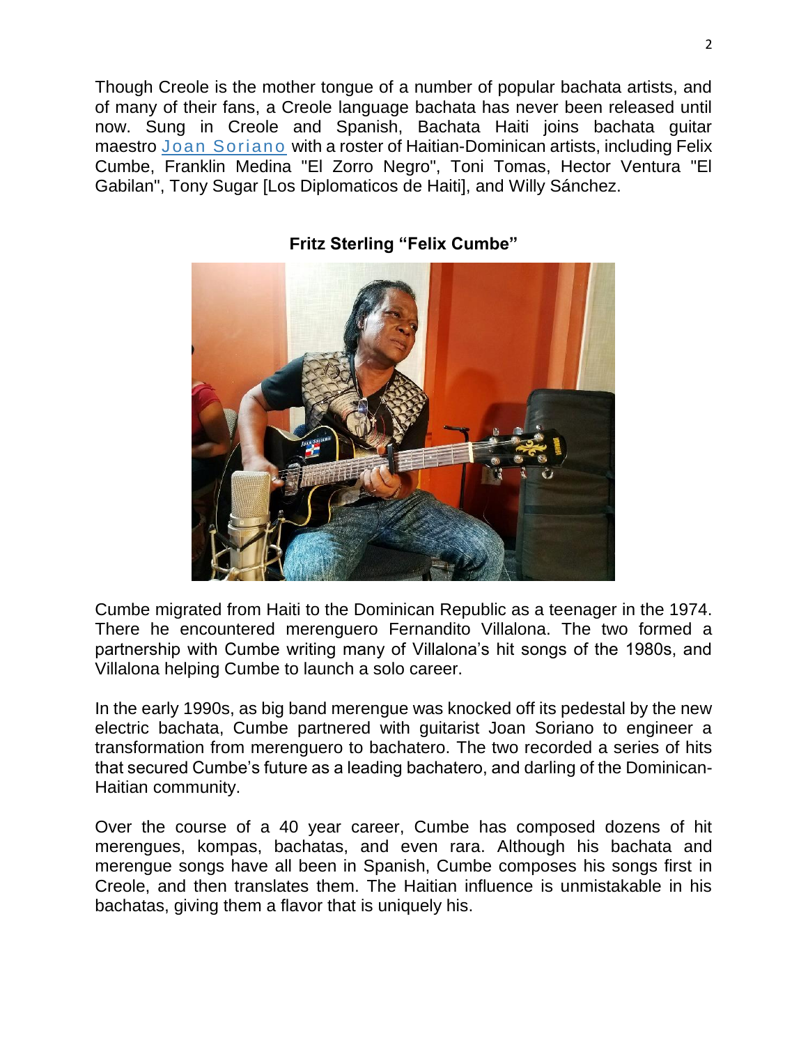Though Creole is the mother tongue of a number of popular bachata artists, and of many of their fans, a Creole language bachata has never been released until now. Sung in Creole and Spanish, Bachata Haiti joins bachata guitar maestro Joan Soriano with a roster of Haitian-Dominican artists, including Felix Cumbe, Franklin Medina "El Zorro Negro", Toni Tomas, Hector Ventura "El Gabilan", Tony Sugar [Los Diplomaticos de Haiti], and Willy Sánchez.

**Fritz Sterling "Felix Cumbe"**

Cumbe migrated from Haiti to the Dominican Republic as a teenager in the 1974. There he encountered merenguero Fernandito Villalona. The two formed a partnership with Cumbe writing many of Villalona's hit songs of the 1980s, and Villalona helping Cumbe to launch a solo career.

In the early 1990s, as big band merengue was knocked off its pedestal by the new electric bachata, Cumbe partnered with guitarist Joan Soriano to engineer a transformation from merenguero to bachatero. The two recorded a series of hits that secured Cumbe's future as a leading bachatero, and darling of the Dominican-Haitian community.

Over the course of a 40 year career, Cumbe has composed dozens of hit merengues, kompas, bachatas, and even rara. Although his bachata and merengue songs have all been in Spanish, Cumbe composes his songs first in Creole, and then translates them. The Haitian influence is unmistakable in his bachatas, giving them a flavor that is uniquely his.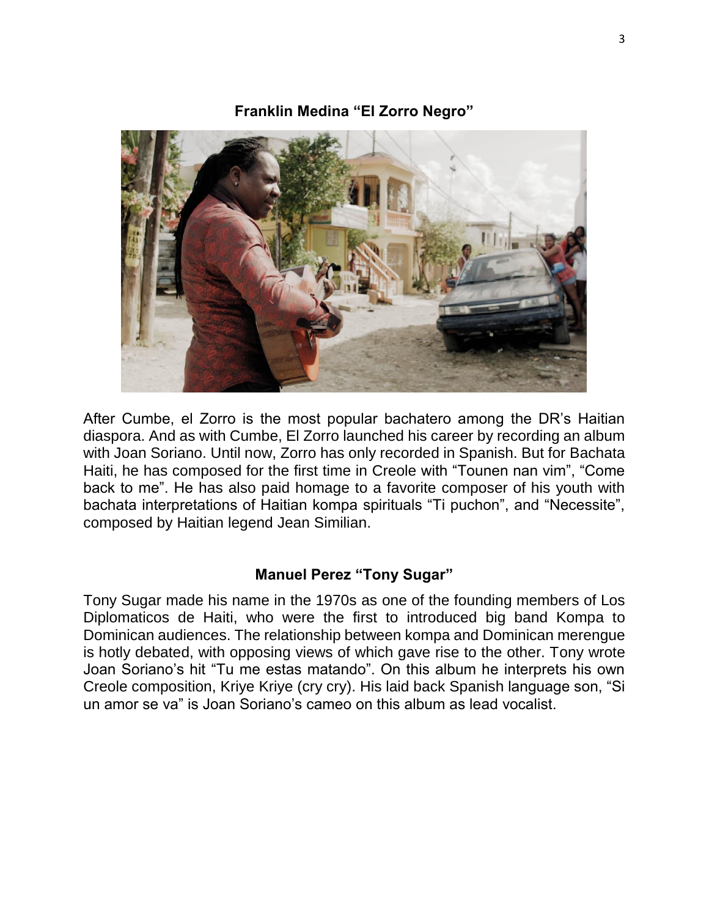## Franklin Medina "El Zorro Negro"

After Cumbe, el Zorro is the most popular bachatero among the DR's Haitian diaspora. And as with Cumbe, El Zorro launched his career by recording an album with Joan Soriano. Until now, Zorro has only recorded in Spanish. But for Bachata Haiti, he has composed for the first time in Creole with "Tounen nan vim", "Come back to me". He has also paid homage to a favorite composer of his youth with bachata interpretations of Haitian kompa spirituals "Ti puchon", and "Necessite", composed by Haitian legend Jean Similian.

## Manuel Perez "Tony Sugar"

Tony Sugar made his name in the 1970s as one of the founding members of Los Diplomaticos de Haiti, who were the first to introduced big band Kompa to Dominican audiences. The relationship between kompa and Dominican merengue is hotly debated, with opposing views of which gave rise to the other. Tony wrote Joan Soriano's hit "Tu me estas matando". On this album he interprets his own Creole composition, Kriye Kriye (cry cry). His laid back Spanish language son, "Si un amor se va" is Joan Soriano's cameo on this album as lead vocalist.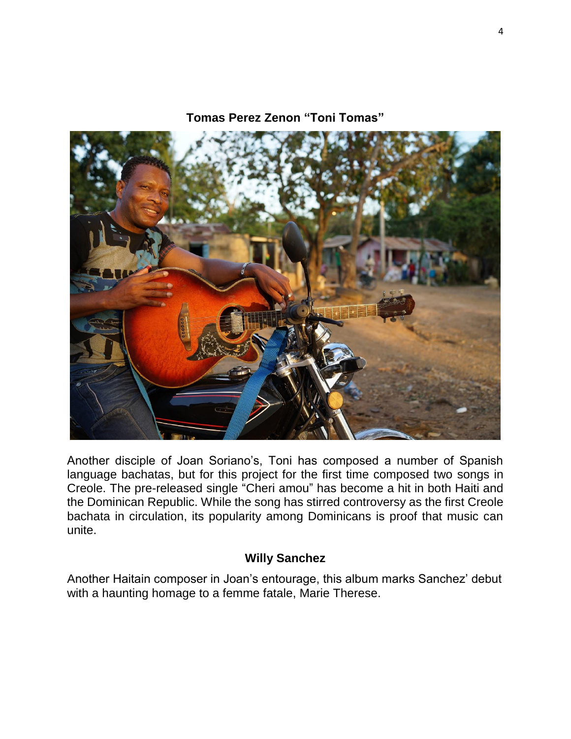**Tomas Perez Zenon "Toni Tomas"**

Another disciple of Joan Soriano's, Toni has composed a number of Spanish language bachatas, but for this project for the first time composed two songs in Creole. The pre-released single "Cheri amou" has become a hit in both Haiti and the Dominican Republic. While the song has stirred controversy as the first Creole bachata in circulation, its popularity among Dominicans is proof that music can unite.

**Willy Sanchez**

Another Haitain composer in Joan's entourage, this album marks Sanchez' debut with a haunting homage to a femme fatale, Marie Therese.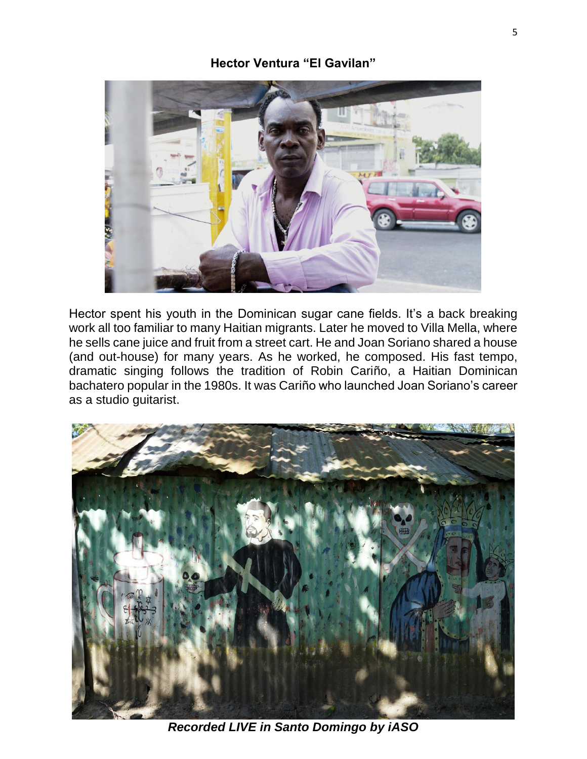## Hector Ventura "El Gavilan"

Hector spent his youth in the Dominican sugar cane fields. It's a back breaking work all too familiar to many Haitian migrants. Later he moved to Villa Mella, where he sells cane juice and fruit from a street cart. He and Joan Soriano shared a house (and out-house) for many years. As he worked, he composed. His fast tempo, dramatic singing follows the tradition of Robin Cariño, a Haitian Dominican bachatero popular in the 1980s. It was Cariño who launched Joan Soriano's career as a studio guitarist.

***Recorded LIVE in Santo Domingo by iASO***